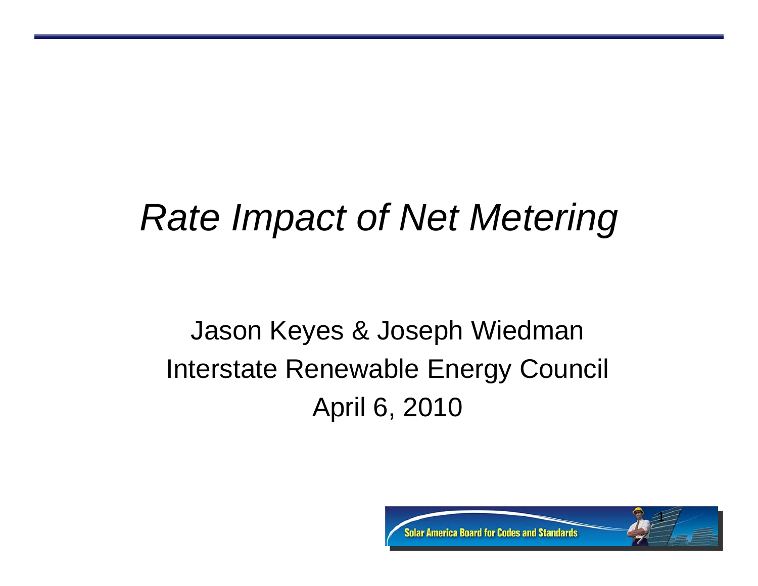# *Rate Impact of Net Metering*

Jason Keyes & Joseph Wiedman

Interstate Renewable Energy Council

April 6, 2010

Solar America Board for Codes and Standards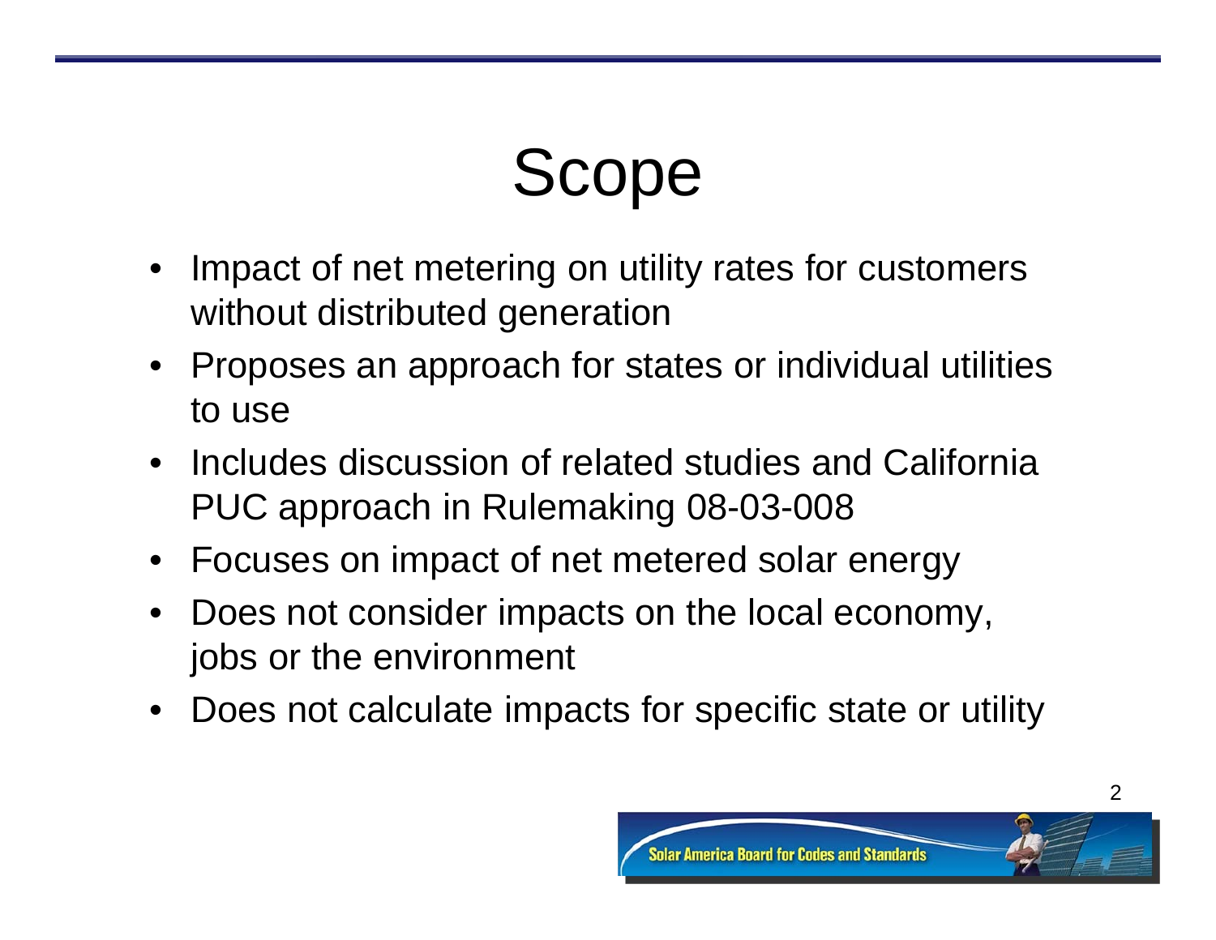# Scope

- Impact of net metering on utility rates for customers without distributed generation
- Proposes an approach for states or individual utilities to use
- Includes discussion of related studies and California PUC approach in Rulemaking 08-03-008
- Focuses on impact of net metered solar energy
- Does not consider impacts on the local economy, jobs or the environment
- Does not calculate impacts for specific state or utility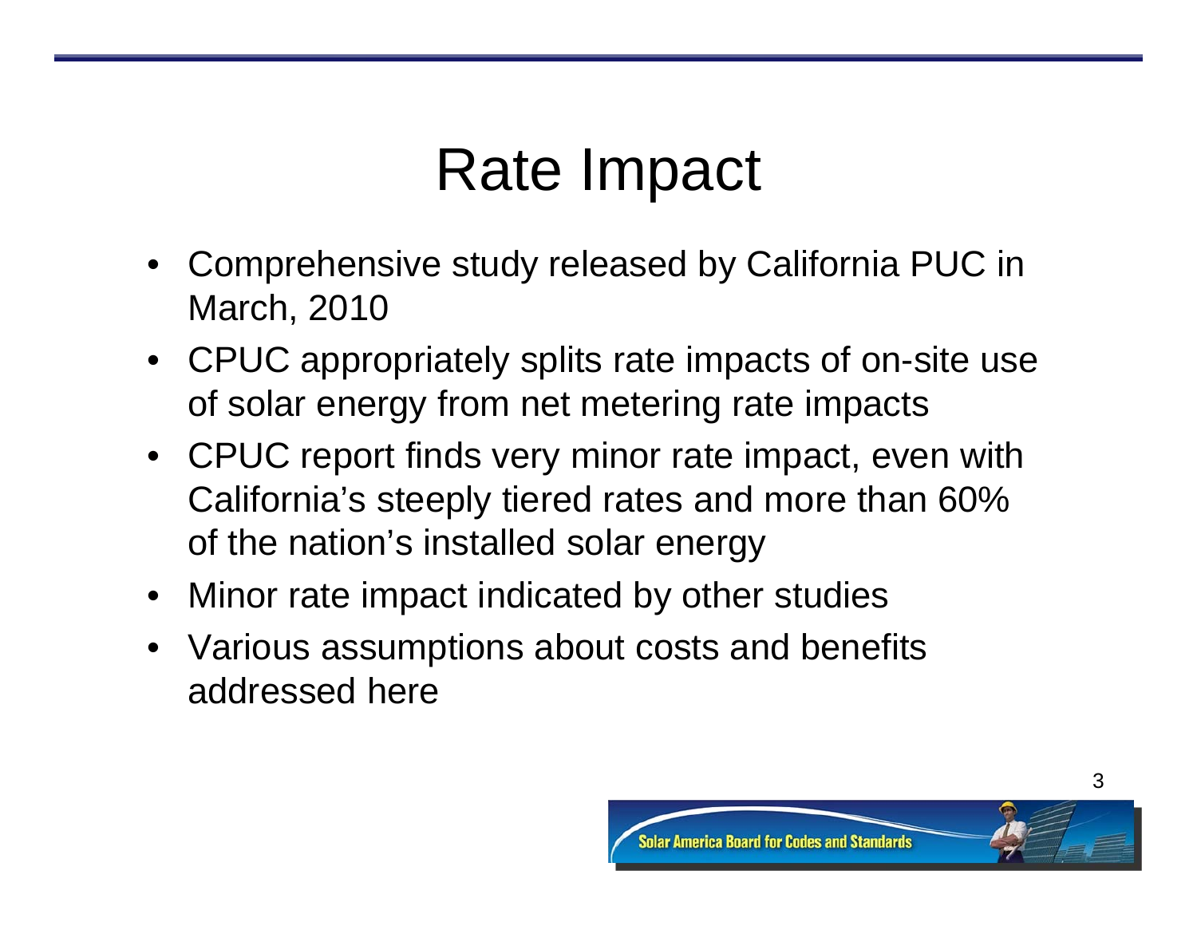# Rate Impact

- Comprehensive study released by California PUC in March, 2010
- CPUC appropriately splits rate impacts of on-site use of solar energy from net metering rate impacts
- CPUC report finds very minor rate impact, even with California's steeply tiered rates and more than 60% of the nation's installed solar energy
- Minor rate impact indicated by other studies
- Various assumptions about costs and benefits addressed here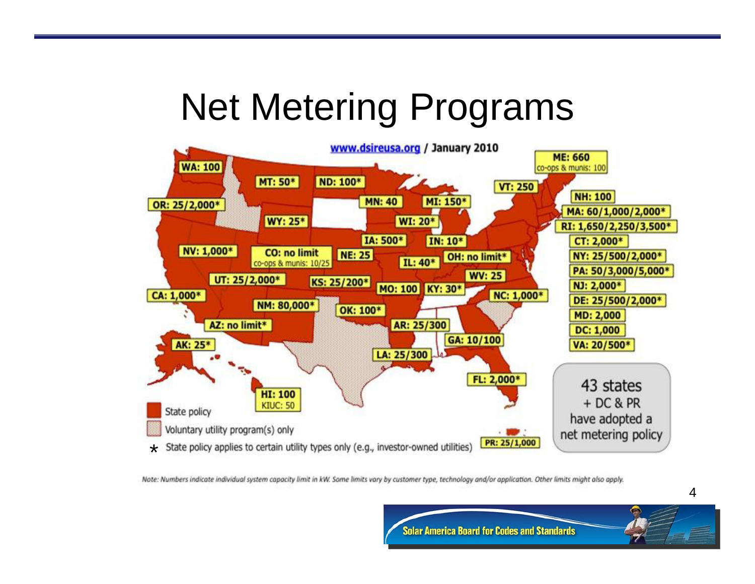# Net Metering Programs

www.dsireusa.org / January 2010

WA: 100

OR: 25/2,000*

MT: 50*

ND: 100*

MN: 40

MI: 150*

WI: 20*

VT: 250

ME: 660
co-ops & munis: 100

NH: 100

MA: 60/1,000/2,000*

RI: 1,650/2,250/3,500*

CT: 2,000*

NY: 25/500/2,000*

PA: 50/3,000/5,000*

NJ: 2,000*

DE: 25/500/2,000*

MD: 2,000

DC: 1,000

VA: 20/500*

WY: 25*

IA: 500*

IN: 10*

NV: 1,000*

CO: no limit
co-ops & munis: 10/25

NE: 25

IL: 40*

OH: no limit*

WV: 25

UT: 25/2,000*

KS: 25/200*

MO: 100

KY: 30*

NC: 1,000*

CA: 1,000*

NM: 80,000*

OK: 100*

AZ: no limit*

AR: 25/300

GA: 10/100

AK: 25*

LA: 25/300

FL: 2,000*

HI: 100
KIUC: 50

PR: 25/1,000

State policy

Voluntary utility program(s) only

\* State policy applies to certain utility types only (e.g., investor-owned utilities)

43 states + DC & PR have adopted a net metering policy

*Note: Numbers indicate individual system capacity limit in kW. Some limits vary by customer type, technology and/or application. Other limits might also apply.*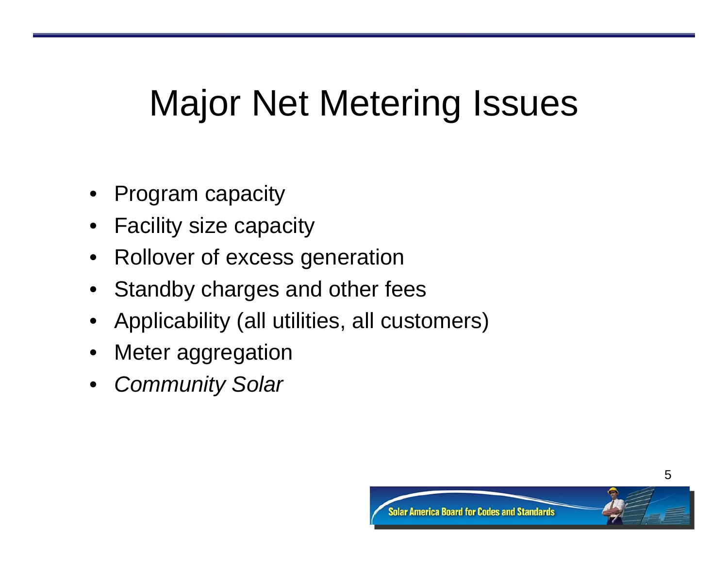# Major Net Metering Issues

- Program capacity
- Facility size capacity
- Rollover of excess generation
- Standby charges and other fees
- Applicability (all utilities, all customers)
- Meter aggregation
- *Community Solar*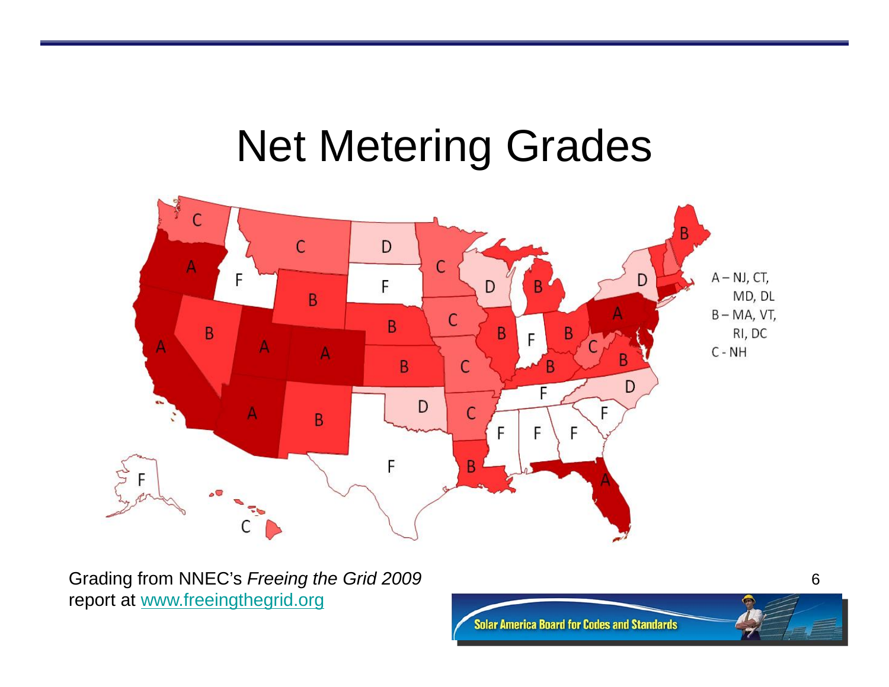# Net Metering Grades

A – NJ, CT, MD, DL

B – MA, VT, RI, DC

C - NH

Grading from NNEC's *Freeing the Grid 2009* report at www.freeingthegrid.org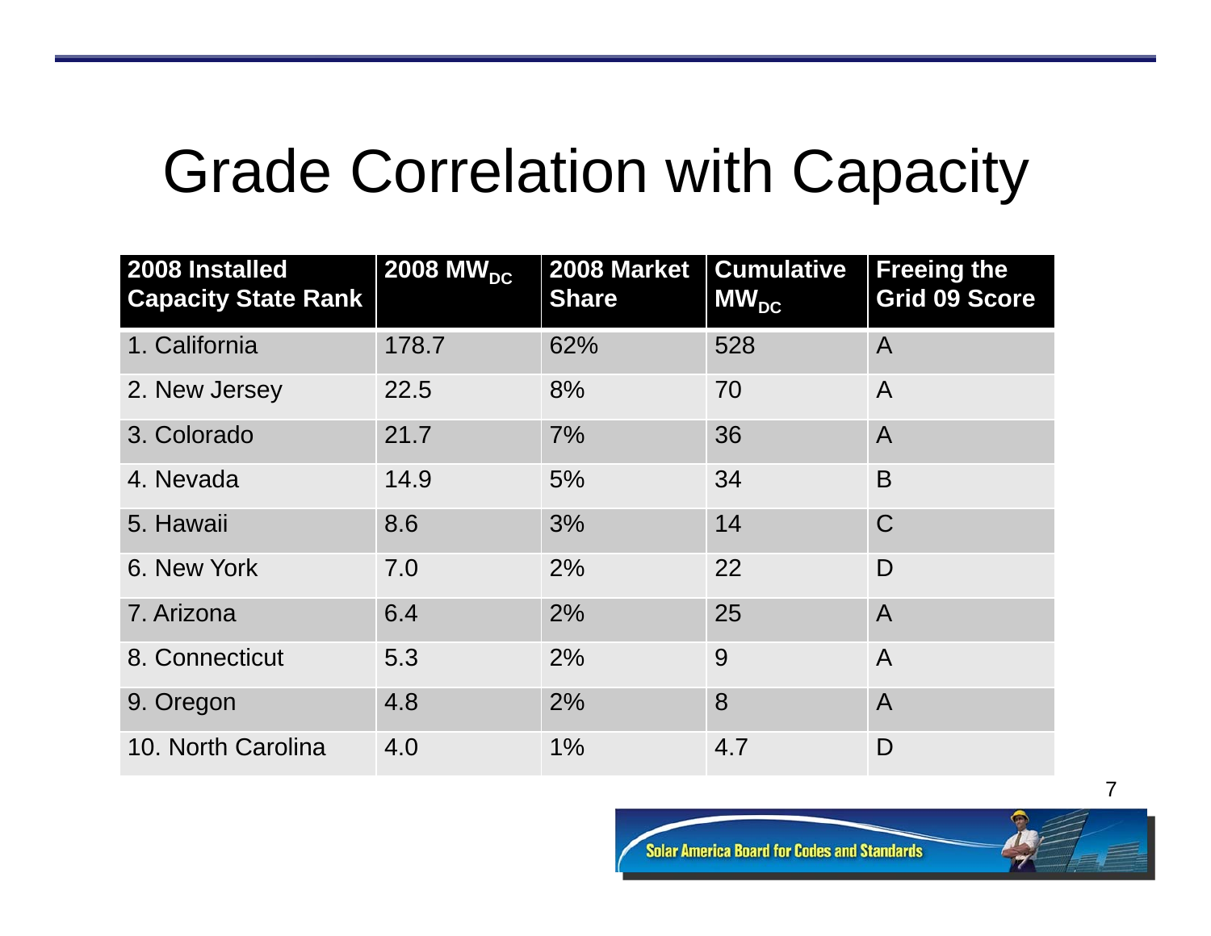# Grade Correlation with Capacity

| 2008 Installed Capacity State Rank | 2008 $MW_{DC}$ | 2008 Market Share | Cumulative $MW_{DC}$ | Freeing the Grid 09 Score |
|---|---|---|---|---|
| 1. California | 178.7 | 62% | 528 | A |
| 2. New Jersey | 22.5 | 8% | 70 | A |
| 3. Colorado | 21.7 | 7% | 36 | A |
| 4. Nevada | 14.9 | 5% | 34 | B |
| 5. Hawaii | 8.6 | 3% | 14 | C |
| 6. New York | 7.0 | 2% | 22 | D |
| 7. Arizona | 6.4 | 2% | 25 | A |
| 8. Connecticut | 5.3 | 2% | 9 | A |
| 9. Oregon | 4.8 | 2% | 8 | A |
| 10. North Carolina | 4.0 | 1% | 4.7 | D |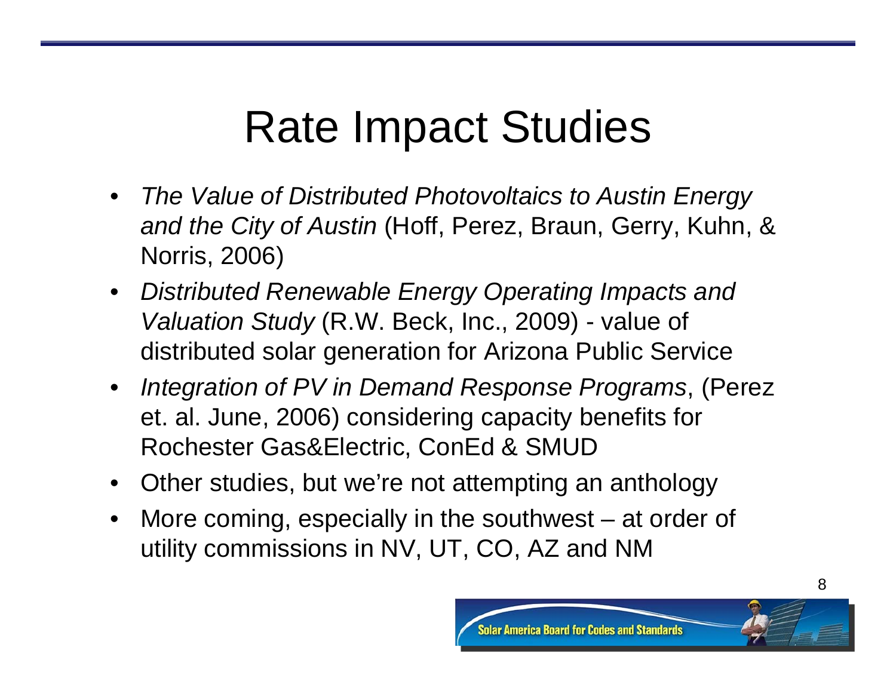# Rate Impact Studies

- *The Value of Distributed Photovoltaics to Austin Energy and the City of Austin* (Hoff, Perez, Braun, Gerry, Kuhn, & Norris, 2006)
- *Distributed Renewable Energy Operating Impacts and Valuation Study* (R.W. Beck, Inc., 2009) - value of distributed solar generation for Arizona Public Service
- *Integration of PV in Demand Response Programs*, (Perez et. al. June, 2006) considering capacity benefits for Rochester Gas&Electric, ConEd & SMUD
- Other studies, but we're not attempting an anthology
- More coming, especially in the southwest – at order of utility commissions in NV, UT, CO, AZ and NM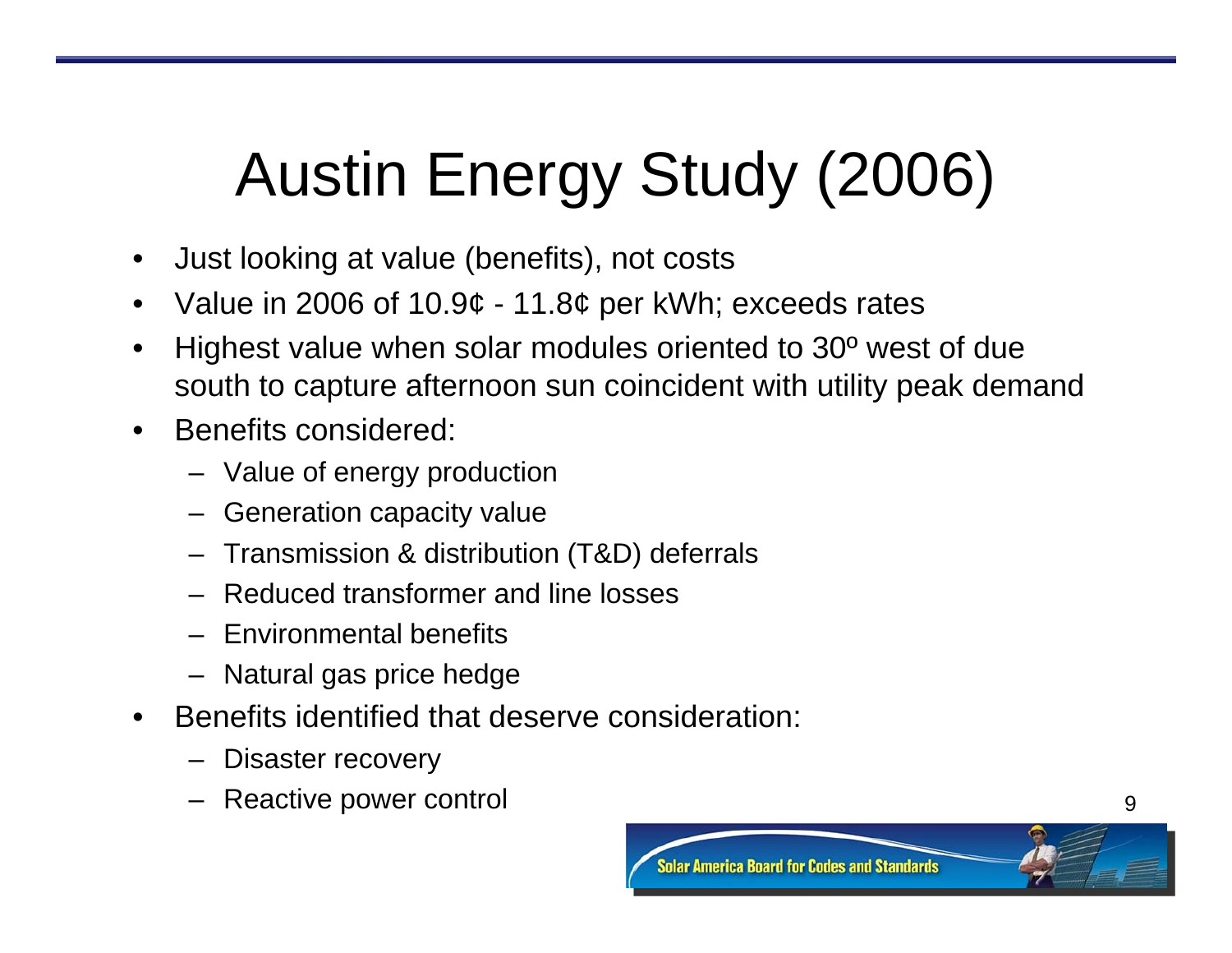# Austin Energy Study (2006)

- Just looking at value (benefits), not costs
- Value in 2006 of 10.9¢ - 11.8¢ per kWh; exceeds rates
- Highest value when solar modules oriented to 30º west of due south to capture afternoon sun coincident with utility peak demand
- Benefits considered:
  - Value of energy production
  - Generation capacity value
  - Transmission & distribution (T&D) deferrals
  - Reduced transformer and line losses
  - Environmental benefits
  - Natural gas price hedge
- Benefits identified that deserve consideration:
  - Disaster recovery
  - Reactive power control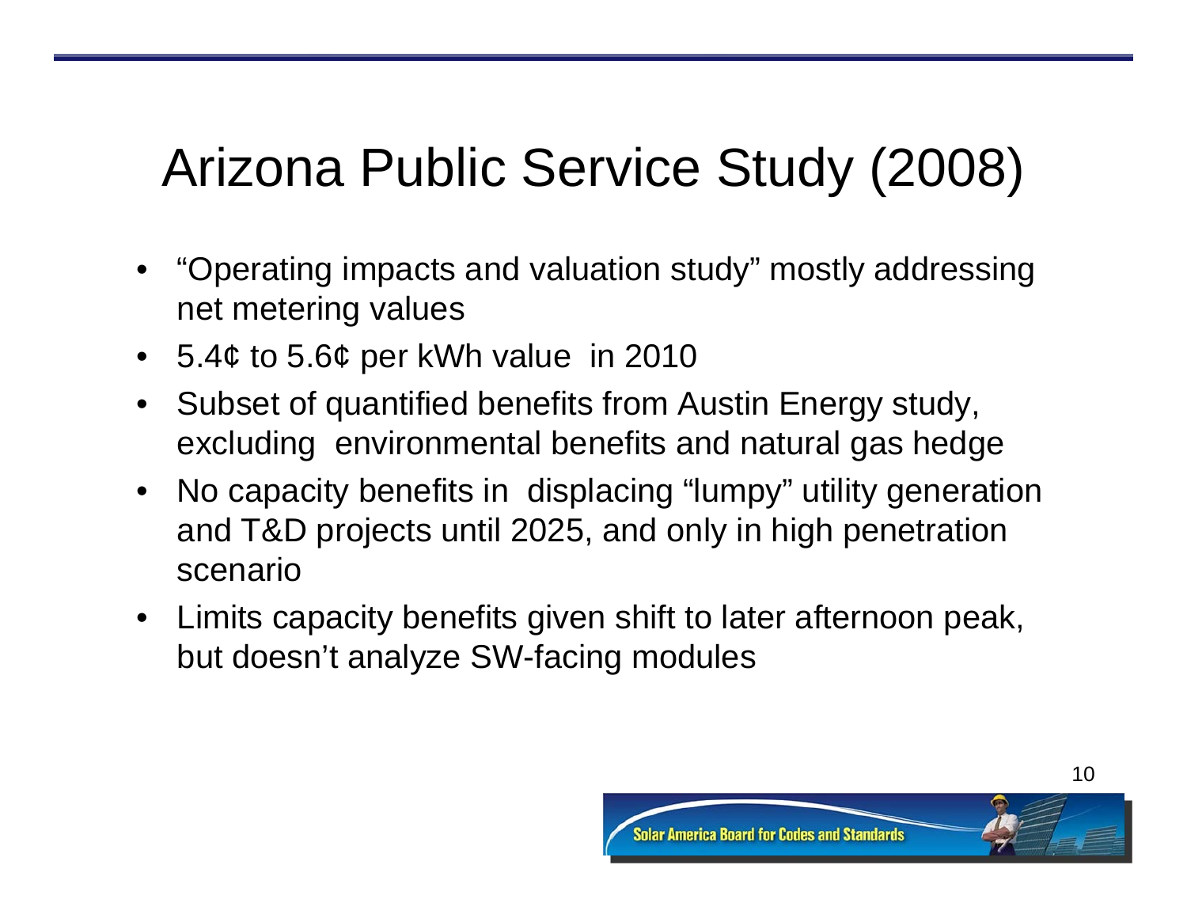# Arizona Public Service Study (2008)

- "Operating impacts and valuation study" mostly addressing net metering values
- 5.4¢ to 5.6¢ per kWh value in 2010
- Subset of quantified benefits from Austin Energy study, excluding environmental benefits and natural gas hedge
- No capacity benefits in displacing "lumpy" utility generation and T&D projects until 2025, and only in high penetration scenario
- Limits capacity benefits given shift to later afternoon peak, but doesn't analyze SW-facing modules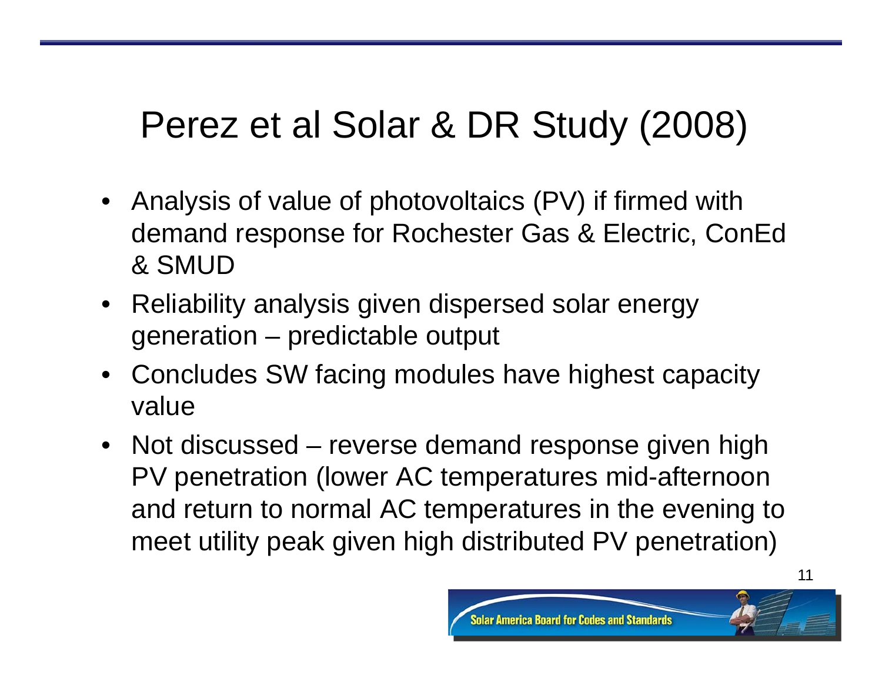# Perez et al Solar & DR Study (2008)

- Analysis of value of photovoltaics (PV) if firmed with demand response for Rochester Gas & Electric, ConEd & SMUD
- Reliability analysis given dispersed solar energy generation – predictable output
- Concludes SW facing modules have highest capacity value
- Not discussed – reverse demand response given high PV penetration (lower AC temperatures mid-afternoon and return to normal AC temperatures in the evening to meet utility peak given high distributed PV penetration)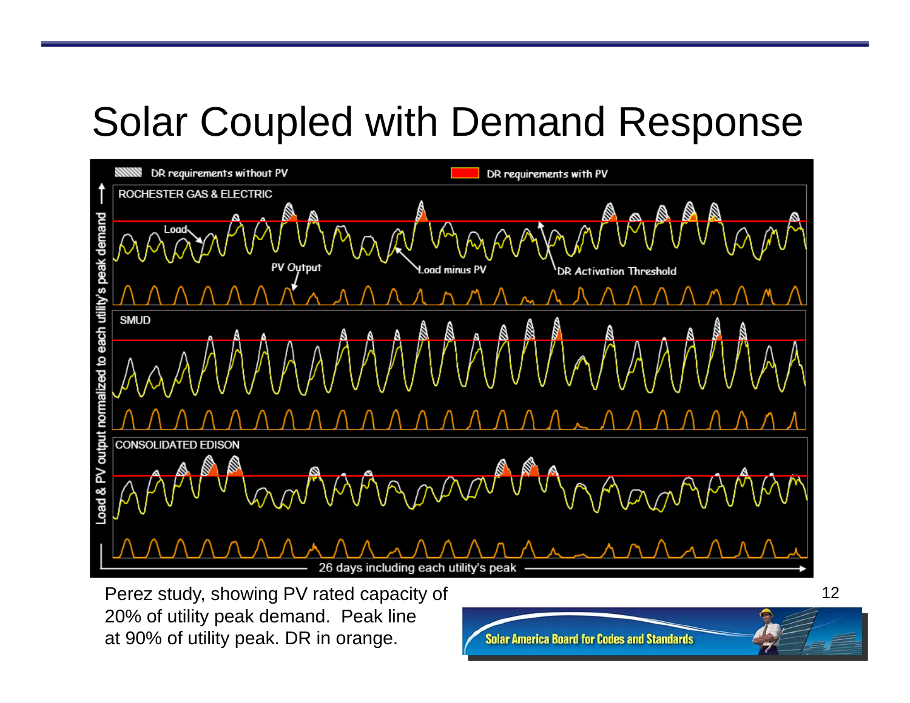# Solar Coupled with Demand Response

DR requirements without PV — DR requirements with PV

ROCHESTER GAS & ELECTRIC

Load — PV Output — Load minus PV — DR Activation Threshold

SMUD

CONSOLIDATED EDISON

Load & PV output normalized to each utility's peak demand

26 days including each utility's peak

Perez study, showing PV rated capacity of 20% of utility peak demand. Peak line at 90% of utility peak. DR in orange.

Solar America Board for Codes and Standards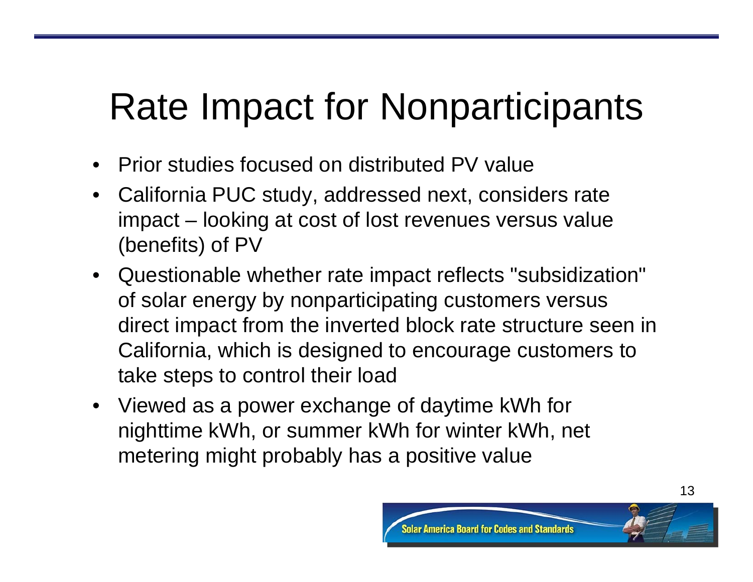# Rate Impact for Nonparticipants

- Prior studies focused on distributed PV value
- California PUC study, addressed next, considers rate impact – looking at cost of lost revenues versus value (benefits) of PV
- Questionable whether rate impact reflects "subsidization" of solar energy by nonparticipating customers versus direct impact from the inverted block rate structure seen in California, which is designed to encourage customers to take steps to control their load
- Viewed as a power exchange of daytime kWh for nighttime kWh, or summer kWh for winter kWh, net metering might probably has a positive value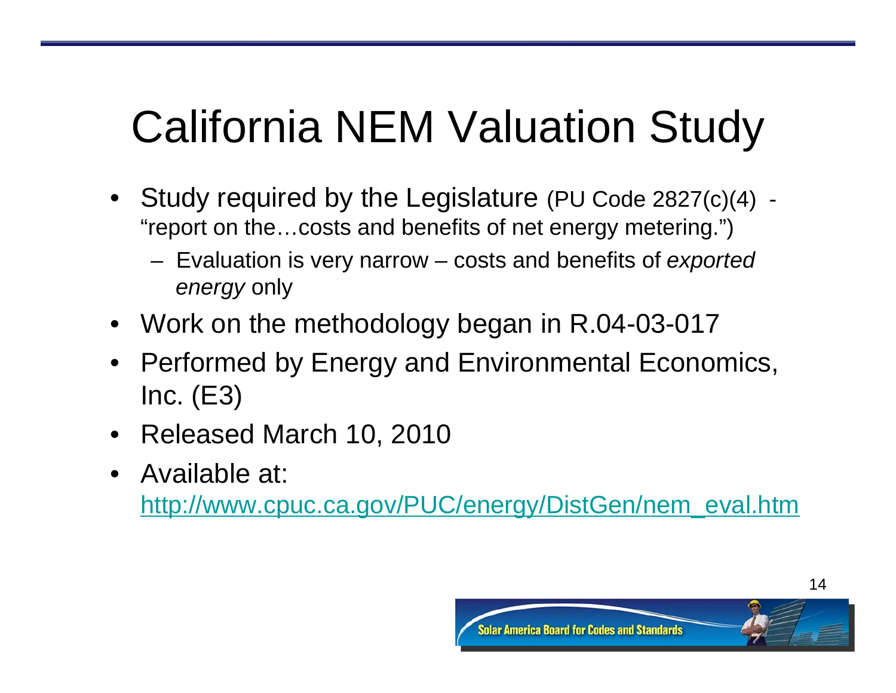# California NEM Valuation Study

- Study required by the Legislature (PU Code 2827(c)(4) - "report on the…costs and benefits of net energy metering.")
  - Evaluation is very narrow – costs and benefits of *exported energy* only
- Work on the methodology began in R.04-03-017
- Performed by Energy and Environmental Economics, Inc. (E3)
- Released March 10, 2010
- Available at: [http://www.cpuc.ca.gov/PUC/energy/DistGen/nem_eval.htm](http://www.cpuc.ca.gov/PUC/energy/DistGen/nem_eval.htm)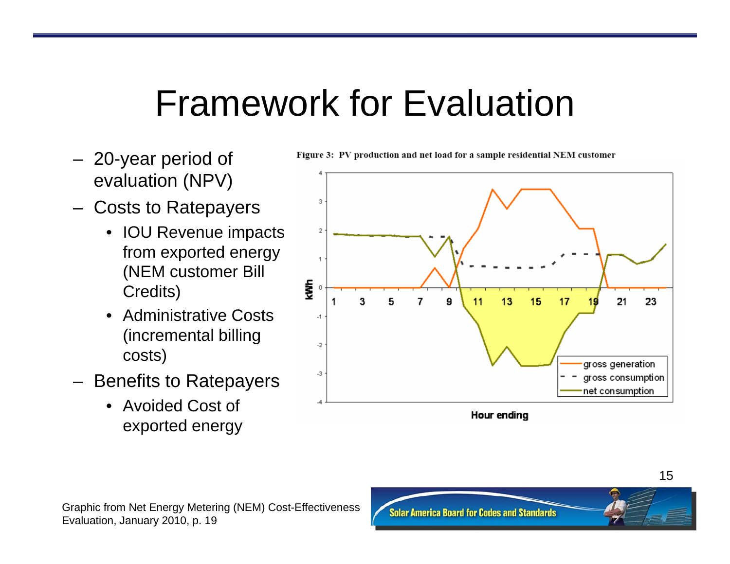# Framework for Evaluation

- 20-year period of evaluation (NPV)
- Costs to Ratepayers
  - IOU Revenue impacts from exported energy (NEM customer Bill Credits)
  - Administrative Costs (incremental billing costs)
- Benefits to Ratepayers
  - Avoided Cost of exported energy

Figure 3: PV production and net load for a sample residential NEM customer

Graphic from Net Energy Metering (NEM) Cost-Effectiveness Evaluation, January 2010, p. 19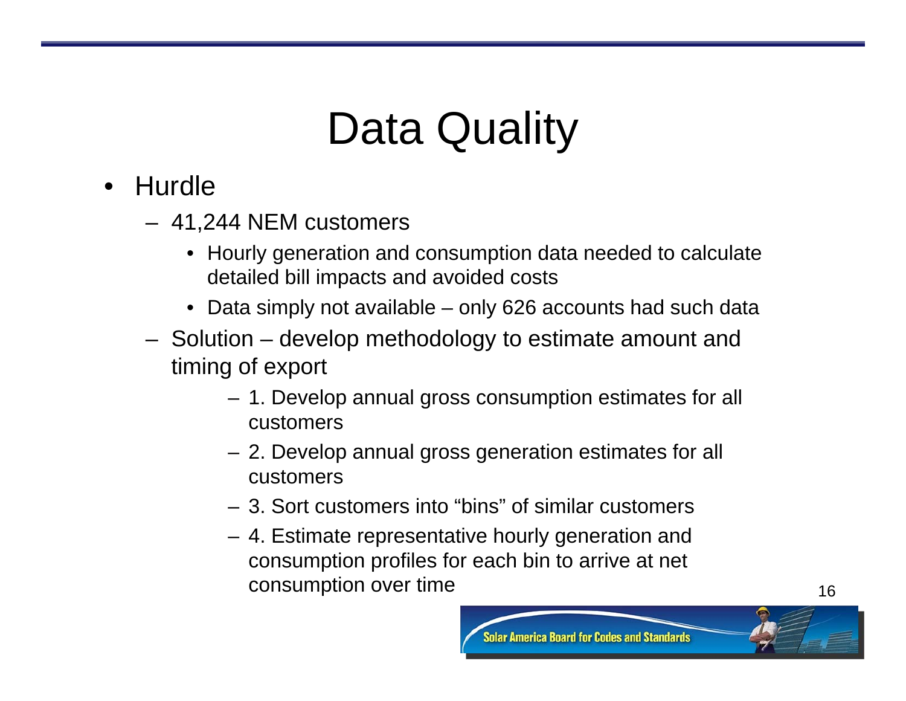# Data Quality

- Hurdle
  - 41,244 NEM customers
    - Hourly generation and consumption data needed to calculate detailed bill impacts and avoided costs
    - Data simply not available – only 626 accounts had such data
  - Solution – develop methodology to estimate amount and timing of export
    - 1. Develop annual gross consumption estimates for all customers
    - 2. Develop annual gross generation estimates for all customers
    - 3. Sort customers into "bins" of similar customers
    - 4. Estimate representative hourly generation and consumption profiles for each bin to arrive at net consumption over time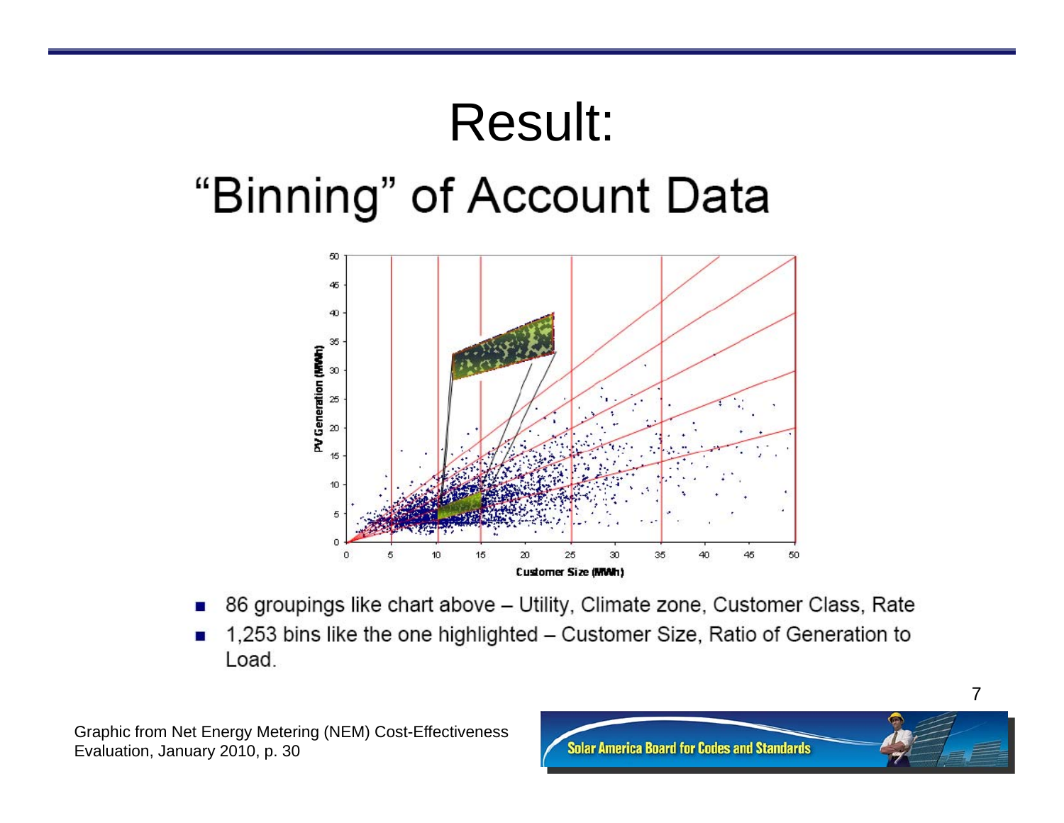# Result:

## "Binning" of Account Data

- 86 groupings like chart above – Utility, Climate zone, Customer Class, Rate
- 1,253 bins like the one highlighted – Customer Size, Ratio of Generation to Load.

Graphic from Net Energy Metering (NEM) Cost-Effectiveness Evaluation, January 2010, p. 30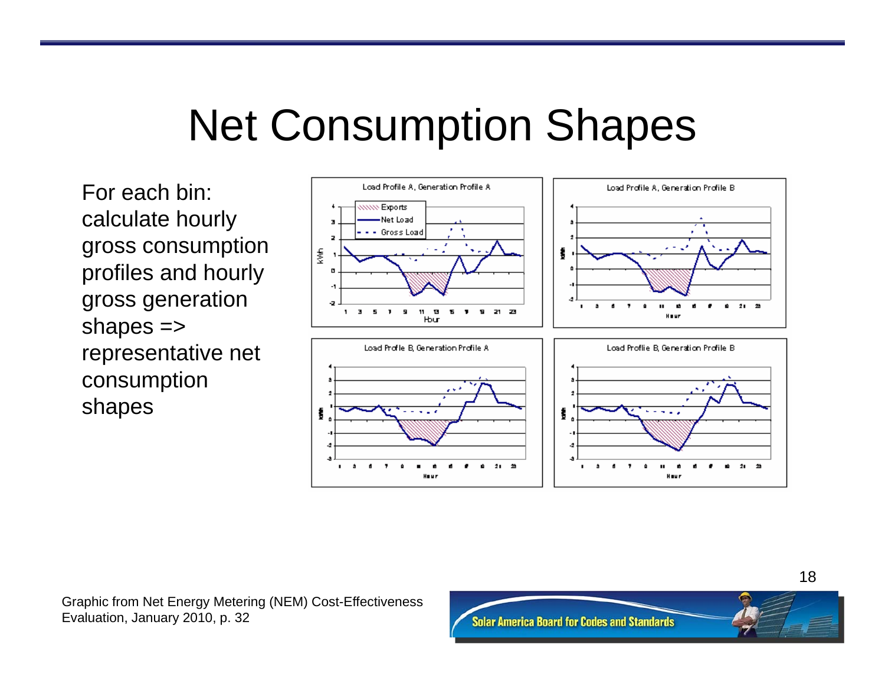# Net Consumption Shapes

For each bin: calculate hourly gross consumption profiles and hourly gross generation shapes => representative net consumption shapes

Graphic from Net Energy Metering (NEM) Cost-Effectiveness Evaluation, January 2010, p. 32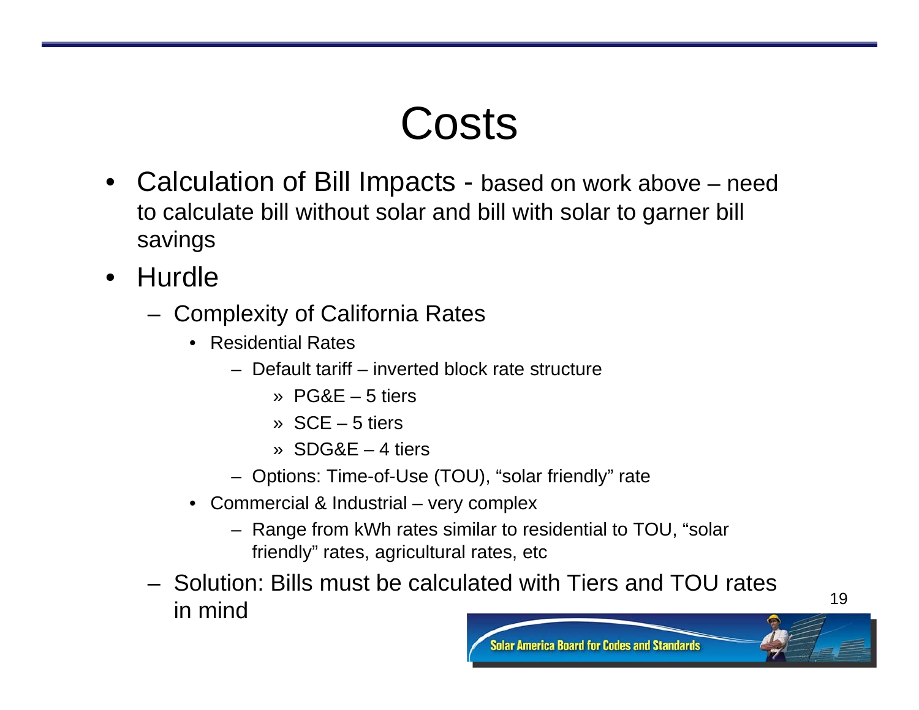# Costs

- Calculation of Bill Impacts - based on work above – need to calculate bill without solar and bill with solar to garner bill savings
- Hurdle
  - Complexity of California Rates
    - Residential Rates
      - Default tariff – inverted block rate structure
        - » PG&E – 5 tiers
        - » SCE – 5 tiers
        - » SDG&E – 4 tiers
      - Options: Time-of-Use (TOU), "solar friendly" rate
    - Commercial & Industrial – very complex
      - Range from kWh rates similar to residential to TOU, "solar friendly" rates, agricultural rates, etc
  - Solution: Bills must be calculated with Tiers and TOU rates in mind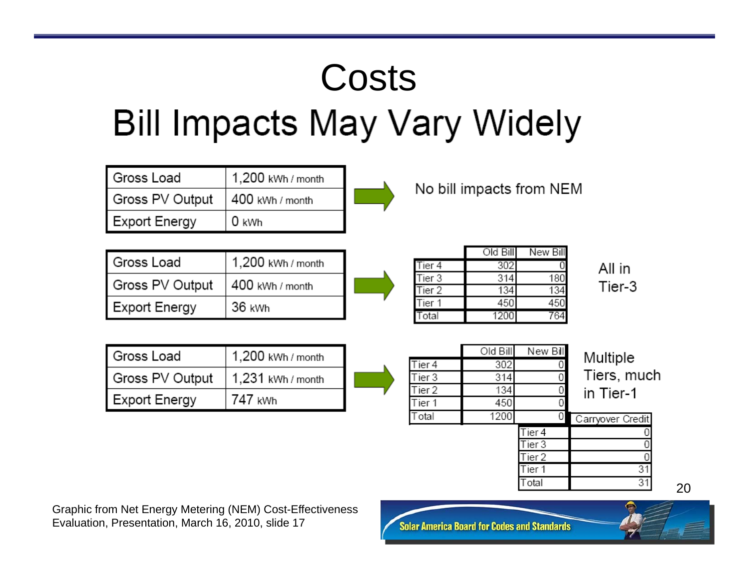# Costs

## Bill Impacts May Vary Widely

| Gross Load | 1,200 kWh / month |
|---|---|
| Gross PV Output | 400 kWh / month |
| Export Energy | 0 kWh |

No bill impacts from NEM

| Gross Load | 1,200 kWh / month |
|---|---|
| Gross PV Output | 400 kWh / month |
| Export Energy | 36 kWh |

| | Old Bill | New Bill |
|---|---|---|
| Tier 4 | 302 | 0 |
| Tier 3 | 314 | 180 |
| Tier 2 | 134 | 134 |
| Tier 1 | 450 | 450 |
| Total | 1200 | 764 |

All in Tier-3

| Gross Load | 1,200 kWh / month |
|---|---|
| Gross PV Output | 1,231 kWh / month |
| Export Energy | 747 kWh |

| | Old Bill | New Bill |
|---|---|---|
| Tier 4 | 302 | 0 |
| Tier 3 | 314 | 0 |
| Tier 2 | 134 | 0 |
| Tier 1 | 450 | 0 |
| Total | 1200 | 0 |

| | Carryover Credit |
|---|---|
| Tier 4 | 0 |
| Tier 3 | 0 |
| Tier 2 | 0 |
| Tier 1 | 31 |
| Total | 31 |

Multiple Tiers, much in Tier-1

Graphic from Net Energy Metering (NEM) Cost-Effectiveness Evaluation, Presentation, March 16, 2010, slide 17

Solar America Board for Codes and Standards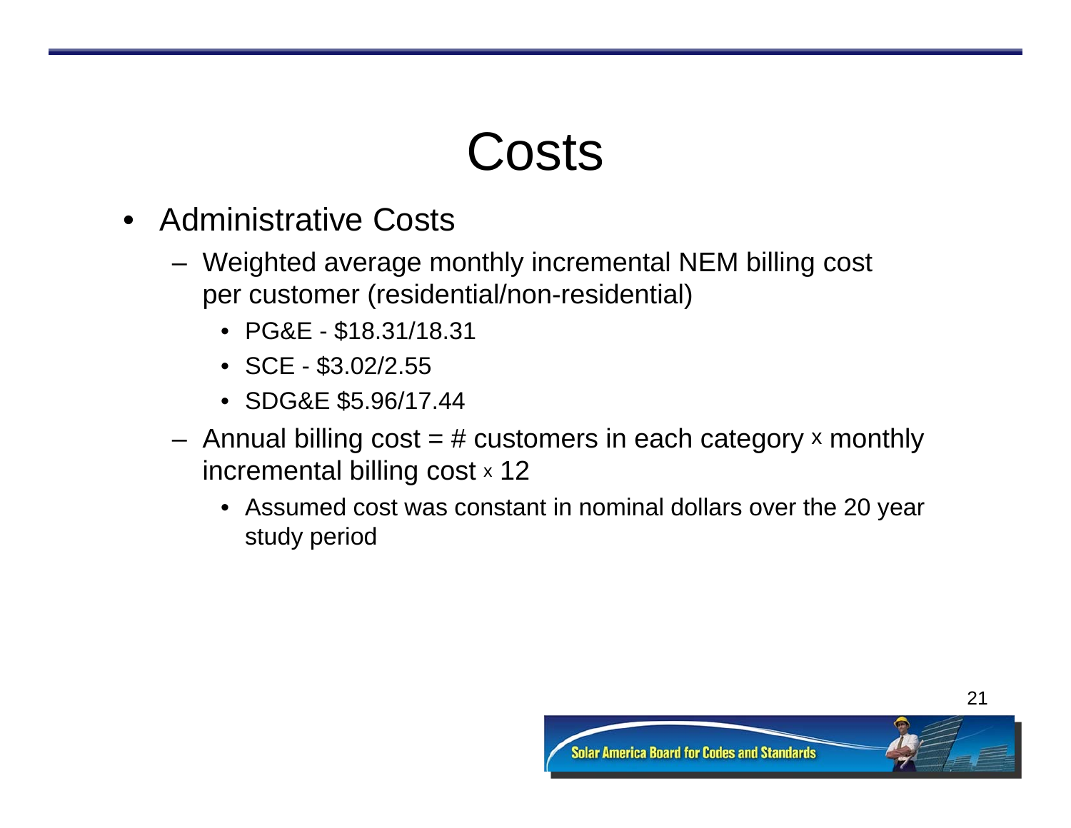# Costs

- Administrative Costs
  - Weighted average monthly incremental NEM billing cost per customer (residential/non-residential)
    - PG&E - $18.31/18.31
    - SCE - $3.02/2.55
    - SDG&E $5.96/17.44
  - Annual billing cost = # customers in each category x monthly incremental billing cost x 12
    - Assumed cost was constant in nominal dollars over the 20 year study period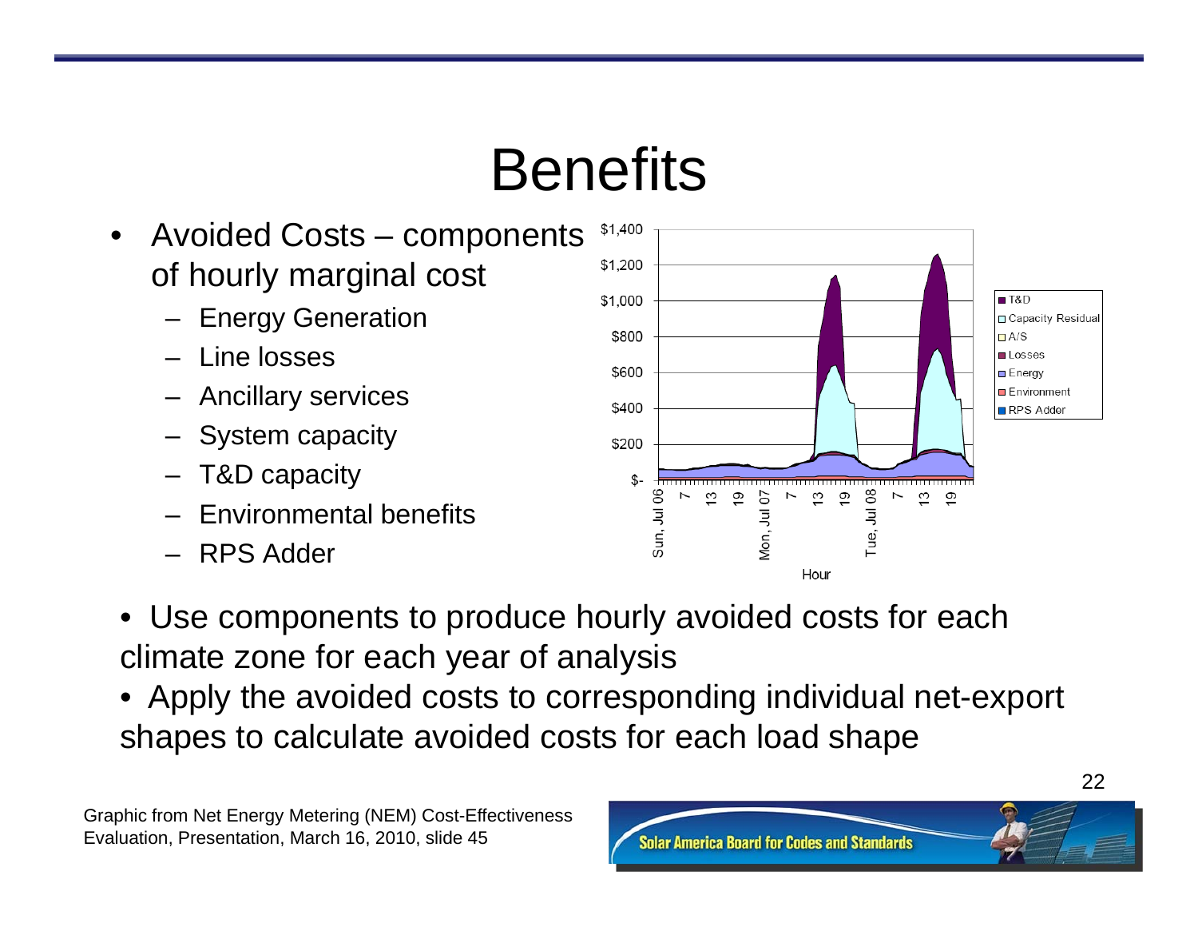# Benefits

- Avoided Costs – components of hourly marginal cost
  - Energy Generation
  - Line losses
  - Ancillary services
  - System capacity
  - T&D capacity
  - Environmental benefits
  - RPS Adder

- Use components to produce hourly avoided costs for each climate zone for each year of analysis
- Apply the avoided costs to corresponding individual net-export shapes to calculate avoided costs for each load shape

Graphic from Net Energy Metering (NEM) Cost-Effectiveness Evaluation, Presentation, March 16, 2010, slide 45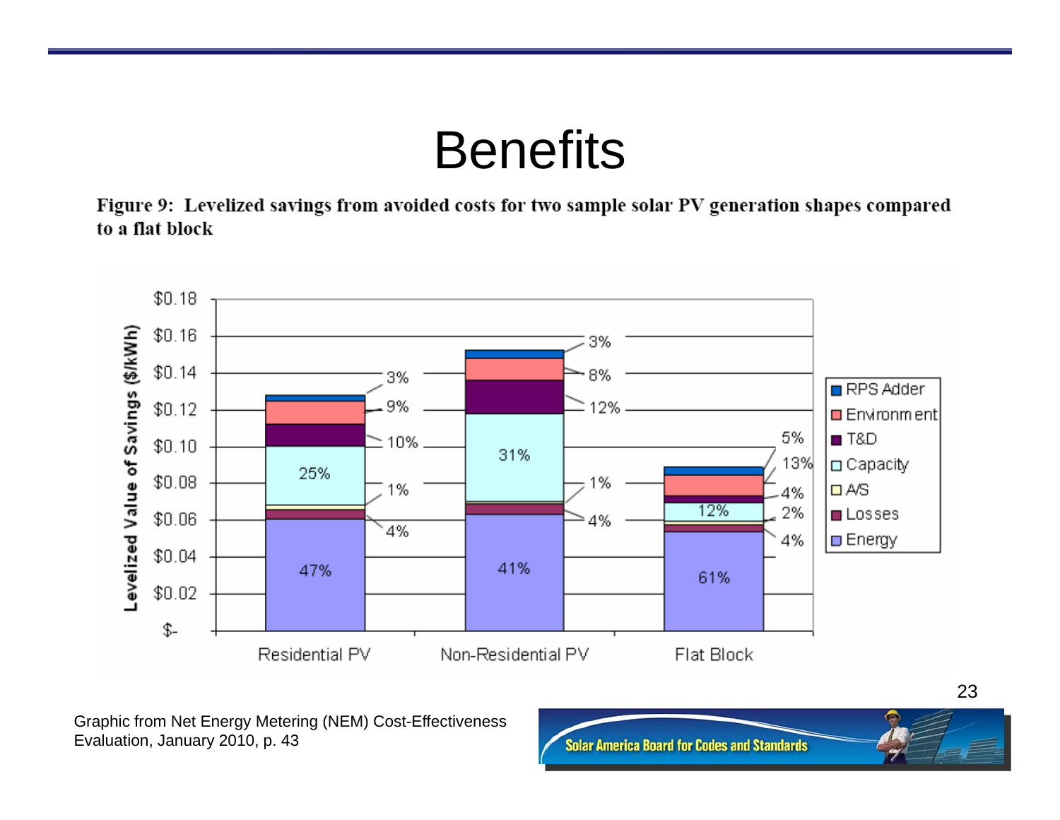# Benefits

**Figure 9: Levelized savings from avoided costs for two sample solar PV generation shapes compared to a flat block**

Graphic from Net Energy Metering (NEM) Cost-Effectiveness Evaluation, January 2010, p. 43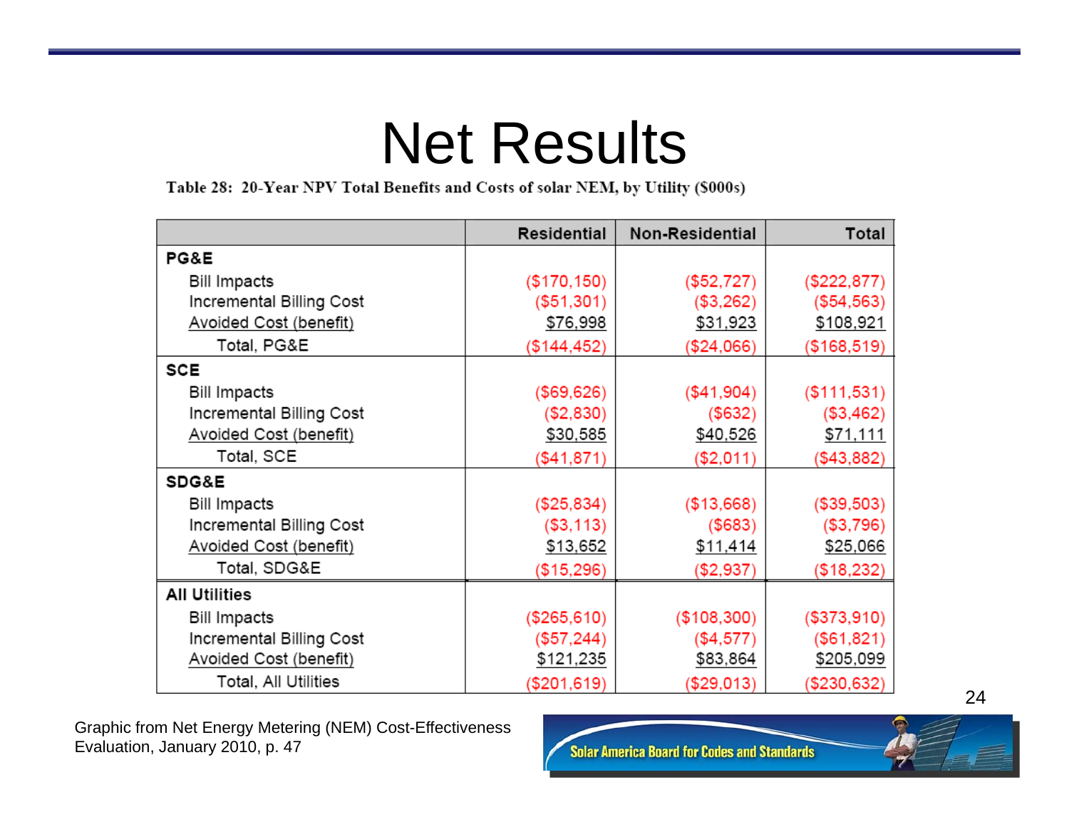# Net Results

**Table 28: 20-Year NPV Total Benefits and Costs of solar NEM, by Utility ($000s)**

| | Residential | Non-Residential | Total |
|---|---|---|---|
| **PG&E** | | | |
| Bill Impacts | ($170,150) | ($52,727) | ($222,877) |
| Incremental Billing Cost | ($51,301) | ($3,262) | ($54,563) |
| Avoided Cost (benefit) | $76,998 | $31,923 | $108,921 |
| Total, PG&E | ($144,452) | ($24,066) | ($168,519) |
| **SCE** | | | |
| Bill Impacts | ($69,626) | ($41,904) | ($111,531) |
| Incremental Billing Cost | ($2,830) | ($632) | ($3,462) |
| Avoided Cost (benefit) | $30,585 | $40,526 | $71,111 |
| Total, SCE | ($41,871) | ($2,011) | ($43,882) |
| **SDG&E** | | | |
| Bill Impacts | ($25,834) | ($13,668) | ($39,503) |
| Incremental Billing Cost | ($3,113) | ($683) | ($3,796) |
| Avoided Cost (benefit) | $13,652 | $11,414 | $25,066 |
| Total, SDG&E | ($15,296) | ($2,937) | ($18,232) |
| **All Utilities** | | | |
| Bill Impacts | ($265,610) | ($108,300) | ($373,910) |
| Incremental Billing Cost | ($57,244) | ($4,577) | ($61,821) |
| Avoided Cost (benefit) | $121,235 | $83,864 | $205,099 |
| Total, All Utilities | ($201,619) | ($29,013) | ($230,632) |

Graphic from Net Energy Metering (NEM) Cost-Effectiveness Evaluation, January 2010, p. 47

Solar America Board for Codes and Standards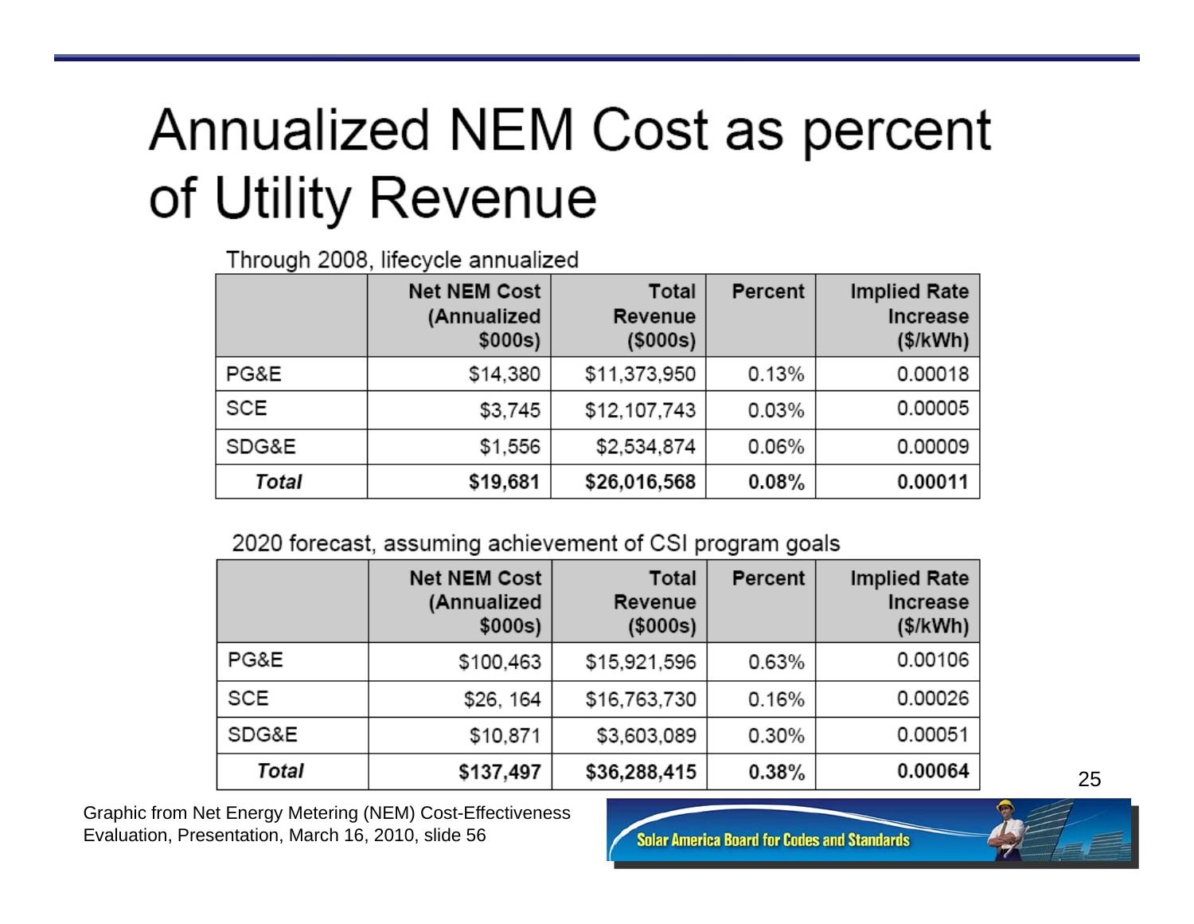# Annualized NEM Cost as percent of Utility Revenue

Through 2008, lifecycle annualized

| | Net NEM Cost (Annualized $000s) | Total Revenue ($000s) | Percent | Implied Rate Increase ($/kWh) |
|---|---|---|---|---|
| PG&E | $14,380 | $11,373,950 | 0.13% | 0.00018 |
| SCE | $3,745 | $12,107,743 | 0.03% | 0.00005 |
| SDG&E | $1,556 | $2,534,874 | 0.06% | 0.00009 |
| ***Total*** | **$19,681** | **$26,016,568** | **0.08%** | **0.00011** |

2020 forecast, assuming achievement of CSI program goals

| | Net NEM Cost (Annualized $000s) | Total Revenue ($000s) | Percent | Implied Rate Increase ($/kWh) |
|---|---|---|---|---|
| PG&E | $100,463 | $15,921,596 | 0.63% | 0.00106 |
| SCE | $26, 164 | $16,763,730 | 0.16% | 0.00026 |
| SDG&E | $10,871 | $3,603,089 | 0.30% | 0.00051 |
| ***Total*** | **$137,497** | **$36,288,415** | **0.38%** | **0.00064** |

Graphic from Net Energy Metering (NEM) Cost-Effectiveness Evaluation, Presentation, March 16, 2010, slide 56

Solar America Board for Codes and Standards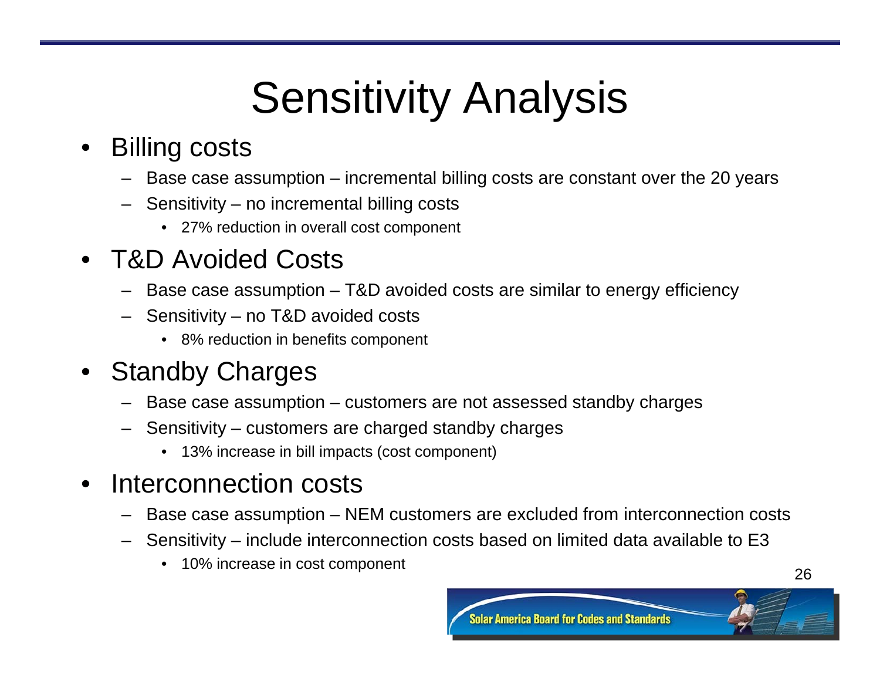# Sensitivity Analysis

- Billing costs
  - Base case assumption – incremental billing costs are constant over the 20 years
  - Sensitivity – no incremental billing costs
    - 27% reduction in overall cost component
- T&D Avoided Costs
  - Base case assumption – T&D avoided costs are similar to energy efficiency
  - Sensitivity – no T&D avoided costs
    - 8% reduction in benefits component
- Standby Charges
  - Base case assumption – customers are not assessed standby charges
  - Sensitivity – customers are charged standby charges
    - 13% increase in bill impacts (cost component)
- Interconnection costs
  - Base case assumption – NEM customers are excluded from interconnection costs
  - Sensitivity – include interconnection costs based on limited data available to E3
    - 10% increase in cost component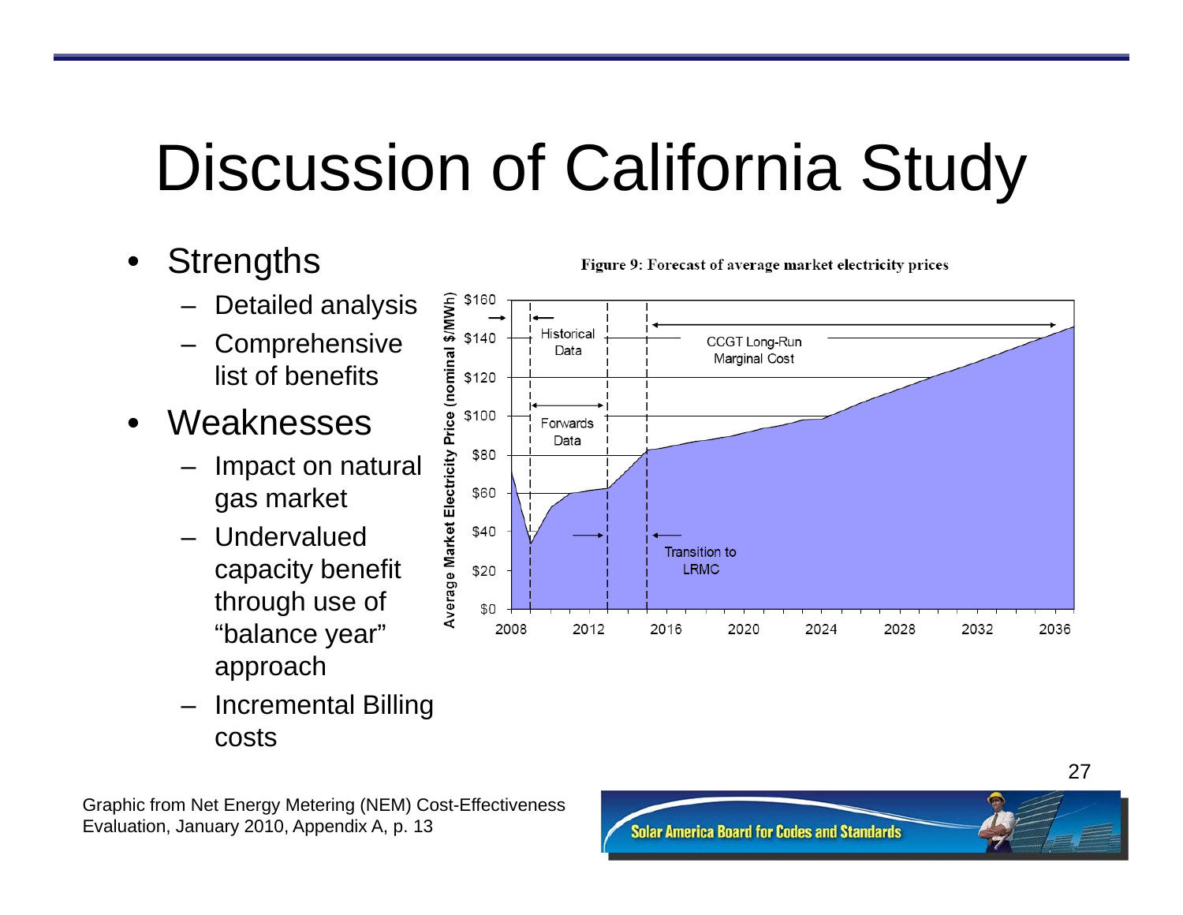# Discussion of California Study

- Strengths
  - Detailed analysis
  - Comprehensive list of benefits
- Weaknesses
  - Impact on natural gas market
  - Undervalued capacity benefit through use of "balance year" approach
  - Incremental Billing costs

Figure 9: Forecast of average market electricity prices

Graphic from Net Energy Metering (NEM) Cost-Effectiveness Evaluation, January 2010, Appendix A, p. 13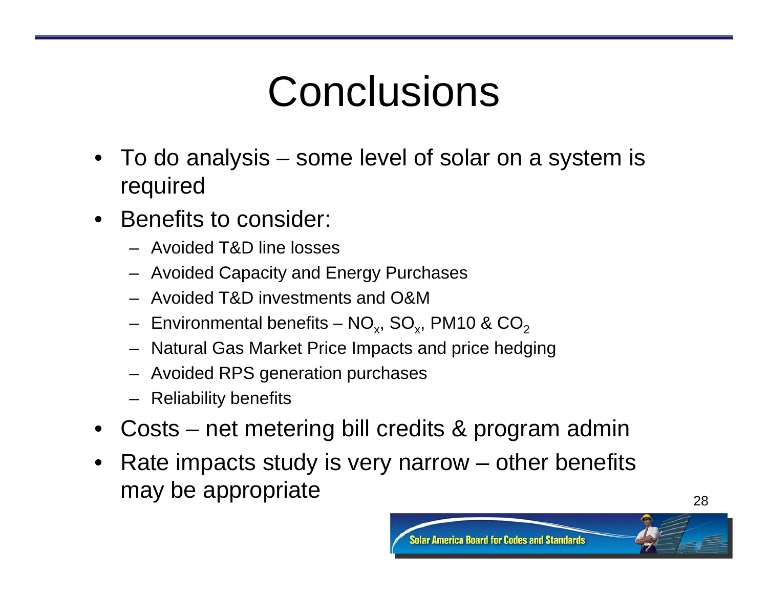# Conclusions

- To do analysis – some level of solar on a system is required
- Benefits to consider:
  - Avoided T&D line losses
  - Avoided Capacity and Energy Purchases
  - Avoided T&D investments and O&M
  - Environmental benefits – $NO_x$, $SO_x$, PM10 & $CO_2$
  - Natural Gas Market Price Impacts and price hedging
  - Avoided RPS generation purchases
  - Reliability benefits
- Costs – net metering bill credits & program admin
- Rate impacts study is very narrow – other benefits may be appropriate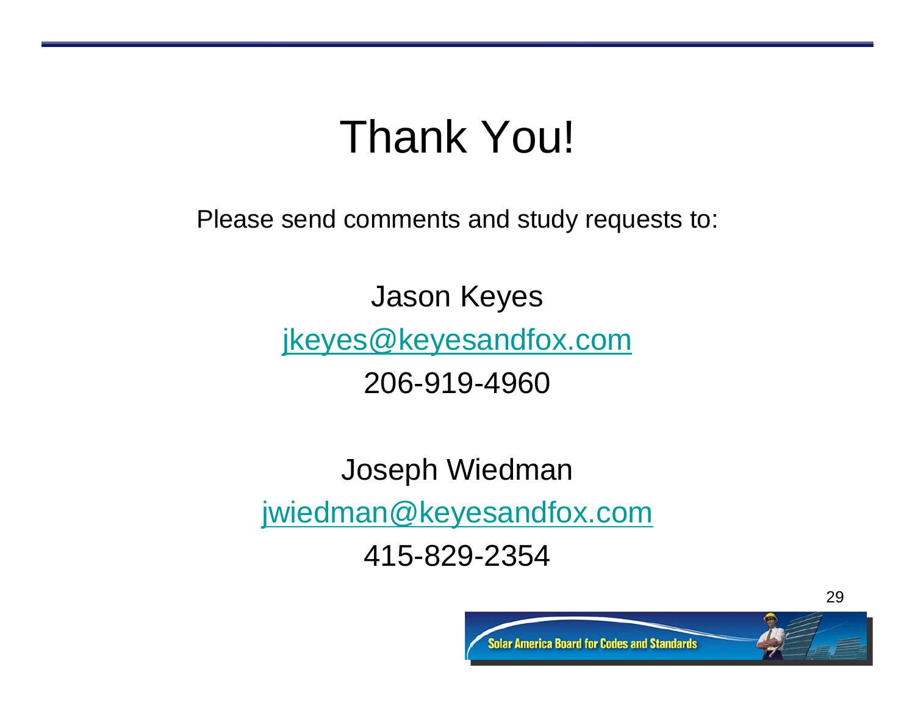# Thank You!

Please send comments and study requests to:

Jason Keyes

jkeyes@keyesandfox.com

206-919-4960

Joseph Wiedman

jwiedman@keyesandfox.com

415-829-2354

Solar America Board for Codes and Standards